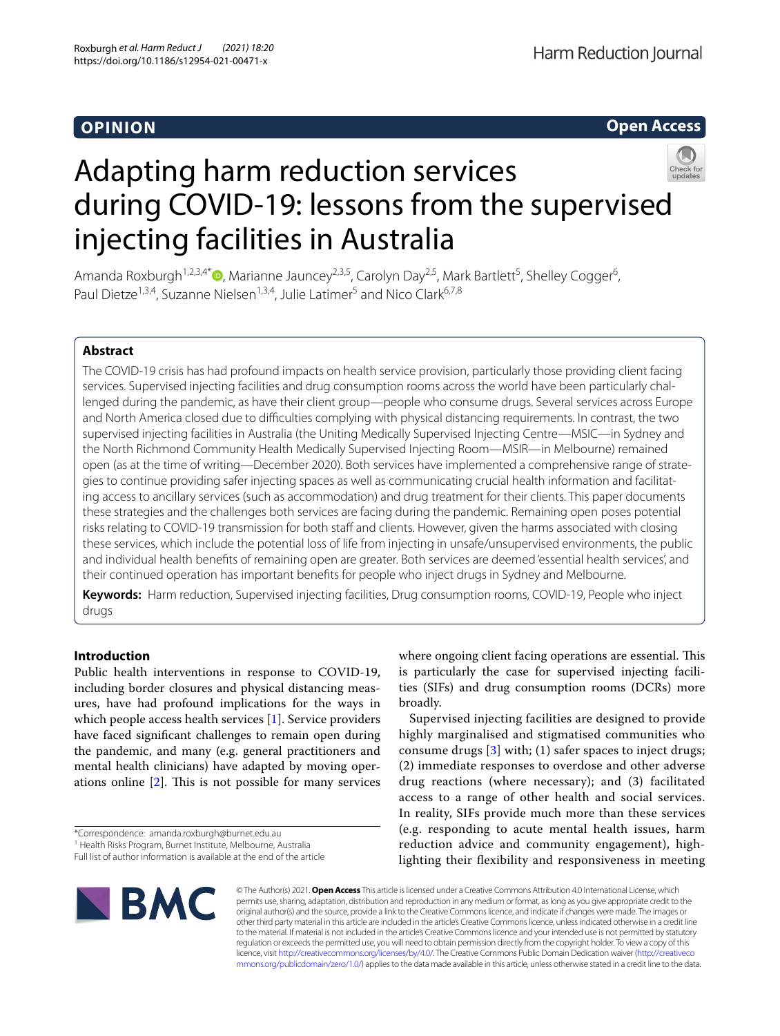OPINION

Open Access

# Adapting harm reduction services during COVID-19: lessons from the supervised injecting facilities in Australia

Amanda Roxburgh[1,2,3,4*], Marianne Jauncey[2,3,5], Carolyn Day[2,5], Mark Bartlett[5], Shelley Cogger[6], Paul Dietze[1,3,4], Suzanne Nielsen[1,3,4], Julie Latimer[5] and Nico Clark[6,7,8]

## Abstract

The COVID-19 crisis has had profound impacts on health service provision, particularly those providing client facing services. Supervised injecting facilities and drug consumption rooms across the world have been particularly challenged during the pandemic, as have their client group—people who consume drugs. Several services across Europe and North America closed due to difficulties complying with physical distancing requirements. In contrast, the two supervised injecting facilities in Australia (the Uniting Medically Supervised Injecting Centre—MSIC—in Sydney and the North Richmond Community Health Medically Supervised Injecting Room—MSIR—in Melbourne) remained open (as at the time of writing—December 2020). Both services have implemented a comprehensive range of strategies to continue providing safer injecting spaces as well as communicating crucial health information and facilitating access to ancillary services (such as accommodation) and drug treatment for their clients. This paper documents these strategies and the challenges both services are facing during the pandemic. Remaining open poses potential risks relating to COVID-19 transmission for both staff and clients. However, given the harms associated with closing these services, which include the potential loss of life from injecting in unsafe/unsupervised environments, the public and individual health benefits of remaining open are greater. Both services are deemed 'essential health services', and their continued operation has important benefits for people who inject drugs in Sydney and Melbourne.

**Keywords:** Harm reduction, Supervised injecting facilities, Drug consumption rooms, COVID-19, People who inject drugs

## Introduction

Public health interventions in response to COVID-19, including border closures and physical distancing measures, have had profound implications for the ways in which people access health services [1]. Service providers have faced significant challenges to remain open during the pandemic, and many (e.g. general practitioners and mental health clinicians) have adapted by moving operations online [2]. This is not possible for many services where ongoing client facing operations are essential. This is particularly the case for supervised injecting facilities (SIFs) and drug consumption rooms (DCRs) more broadly.

Supervised injecting facilities are designed to provide highly marginalised and stigmatised communities who consume drugs [3] with; (1) safer spaces to inject drugs; (2) immediate responses to overdose and other adverse drug reactions (where necessary); and (3) facilitated access to a range of other health and social services. In reality, SIFs provide much more than these services (e.g. responding to acute mental health issues, harm reduction advice and community engagement), highlighting their flexibility and responsiveness in meeting

*Correspondence: amanda.roxburgh@burnet.edu.au
[1] Health Risks Program, Burnet Institute, Melbourne, Australia
Full list of author information is available at the end of the article

© The Author(s) 2021. **Open Access** This article is licensed under a Creative Commons Attribution 4.0 International License, which permits use, sharing, adaptation, distribution and reproduction in any medium or format, as long as you give appropriate credit to the original author(s) and the source, provide a link to the Creative Commons licence, and indicate if changes were made. The images or other third party material in this article are included in the article's Creative Commons licence, unless indicated otherwise in a credit line to the material. If material is not included in the article's Creative Commons licence and your intended use is not permitted by statutory regulation or exceeds the permitted use, you will need to obtain permission directly from the copyright holder. To view a copy of this licence, visit http://creativecommons.org/licenses/by/4.0/. The Creative Commons Public Domain Dedication waiver (http://creativecommons.org/publicdomain/zero/1.0/) applies to the data made available in this article, unless otherwise stated in a credit line to the data.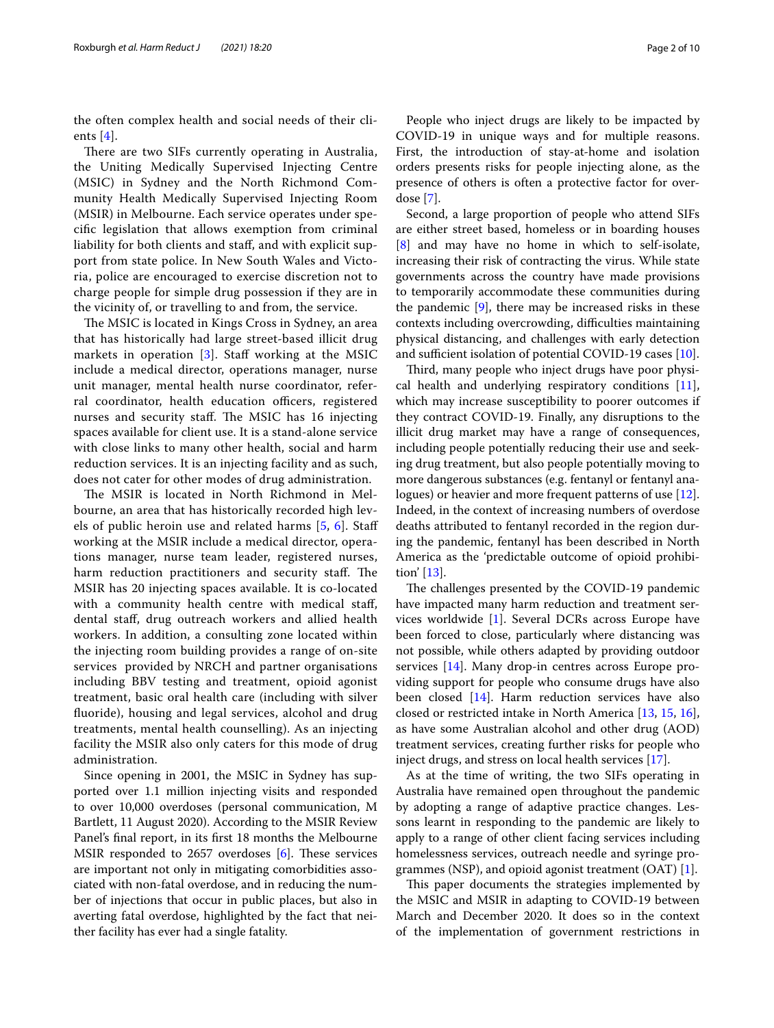the often complex health and social needs of their clients [4].

There are two SIFs currently operating in Australia, the Uniting Medically Supervised Injecting Centre (MSIC) in Sydney and the North Richmond Community Health Medically Supervised Injecting Room (MSIR) in Melbourne. Each service operates under specific legislation that allows exemption from criminal liability for both clients and staff, and with explicit support from state police. In New South Wales and Victoria, police are encouraged to exercise discretion not to charge people for simple drug possession if they are in the vicinity of, or travelling to and from, the service.

The MSIC is located in Kings Cross in Sydney, an area that has historically had large street-based illicit drug markets in operation [3]. Staff working at the MSIC include a medical director, operations manager, nurse unit manager, mental health nurse coordinator, referral coordinator, health education officers, registered nurses and security staff. The MSIC has 16 injecting spaces available for client use. It is a stand-alone service with close links to many other health, social and harm reduction services. It is an injecting facility and as such, does not cater for other modes of drug administration.

The MSIR is located in North Richmond in Melbourne, an area that has historically recorded high levels of public heroin use and related harms [5, 6]. Staff working at the MSIR include a medical director, operations manager, nurse team leader, registered nurses, harm reduction practitioners and security staff. The MSIR has 20 injecting spaces available. It is co-located with a community health centre with medical staff, dental staff, drug outreach workers and allied health workers. In addition, a consulting zone located within the injecting room building provides a range of on-site services provided by NRCH and partner organisations including BBV testing and treatment, opioid agonist treatment, basic oral health care (including with silver fluoride), housing and legal services, alcohol and drug treatments, mental health counselling). As an injecting facility the MSIR also only caters for this mode of drug administration.

Since opening in 2001, the MSIC in Sydney has supported over 1.1 million injecting visits and responded to over 10,000 overdoses (personal communication, M Bartlett, 11 August 2020). According to the MSIR Review Panel's final report, in its first 18 months the Melbourne MSIR responded to 2657 overdoses [6]. These services are important not only in mitigating comorbidities associated with non-fatal overdose, and in reducing the number of injections that occur in public places, but also in averting fatal overdose, highlighted by the fact that neither facility has ever had a single fatality.

People who inject drugs are likely to be impacted by COVID-19 in unique ways and for multiple reasons. First, the introduction of stay-at-home and isolation orders presents risks for people injecting alone, as the presence of others is often a protective factor for overdose [7].

Second, a large proportion of people who attend SIFs are either street based, homeless or in boarding houses [8] and may have no home in which to self-isolate, increasing their risk of contracting the virus. While state governments across the country have made provisions to temporarily accommodate these communities during the pandemic [9], there may be increased risks in these contexts including overcrowding, difficulties maintaining physical distancing, and challenges with early detection and sufficient isolation of potential COVID-19 cases [10].

Third, many people who inject drugs have poor physical health and underlying respiratory conditions [11], which may increase susceptibility to poorer outcomes if they contract COVID-19. Finally, any disruptions to the illicit drug market may have a range of consequences, including people potentially reducing their use and seeking drug treatment, but also people potentially moving to more dangerous substances (e.g. fentanyl or fentanyl analogues) or heavier and more frequent patterns of use [12]. Indeed, in the context of increasing numbers of overdose deaths attributed to fentanyl recorded in the region during the pandemic, fentanyl has been described in North America as the 'predictable outcome of opioid prohibition' [13].

The challenges presented by the COVID-19 pandemic have impacted many harm reduction and treatment services worldwide [1]. Several DCRs across Europe have been forced to close, particularly where distancing was not possible, while others adapted by providing outdoor services [14]. Many drop-in centres across Europe providing support for people who consume drugs have also been closed [14]. Harm reduction services have also closed or restricted intake in North America [13, 15, 16], as have some Australian alcohol and other drug (AOD) treatment services, creating further risks for people who inject drugs, and stress on local health services [17].

As at the time of writing, the two SIFs operating in Australia have remained open throughout the pandemic by adopting a range of adaptive practice changes. Lessons learnt in responding to the pandemic are likely to apply to a range of other client facing services including homelessness services, outreach needle and syringe programmes (NSP), and opioid agonist treatment (OAT) [1].

This paper documents the strategies implemented by the MSIC and MSIR in adapting to COVID-19 between March and December 2020. It does so in the context of the implementation of government restrictions in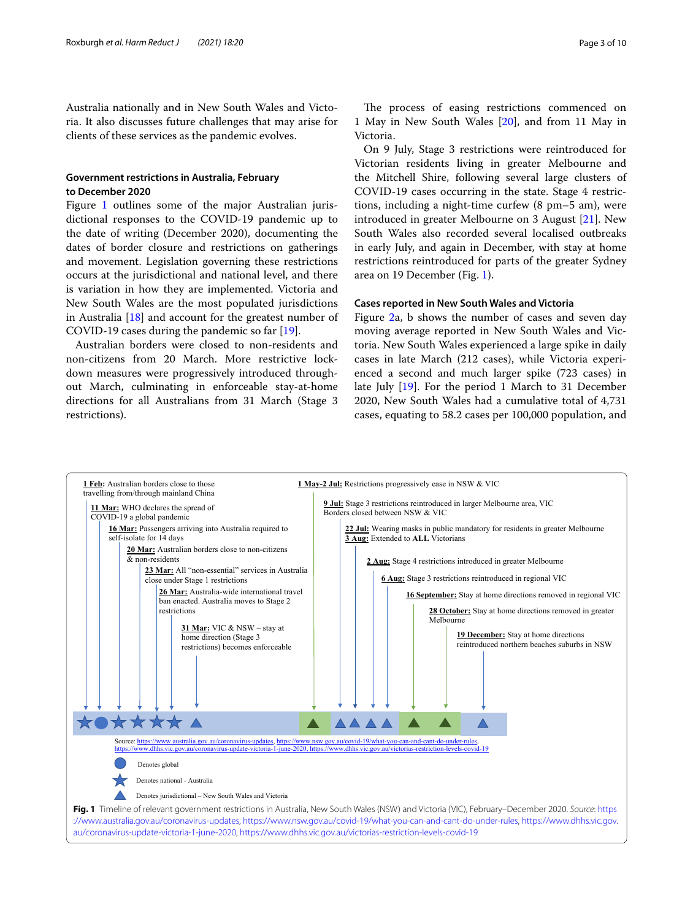Australia nationally and in New South Wales and Victoria. It also discusses future challenges that may arise for clients of these services as the pandemic evolves.

### Government restrictions in Australia, February to December 2020

Figure 1 outlines some of the major Australian jurisdictional responses to the COVID-19 pandemic up to the date of writing (December 2020), documenting the dates of border closure and restrictions on gatherings and movement. Legislation governing these restrictions occurs at the jurisdictional and national level, and there is variation in how they are implemented. Victoria and New South Wales are the most populated jurisdictions in Australia [18] and account for the greatest number of COVID-19 cases during the pandemic so far [19].

Australian borders were closed to non-residents and non-citizens from 20 March. More restrictive lockdown measures were progressively introduced throughout March, culminating in enforceable stay-at-home directions for all Australians from 31 March (Stage 3 restrictions).

The process of easing restrictions commenced on 1 May in New South Wales [20], and from 11 May in Victoria.

On 9 July, Stage 3 restrictions were reintroduced for Victorian residents living in greater Melbourne and the Mitchell Shire, following several large clusters of COVID-19 cases occurring in the state. Stage 4 restrictions, including a night-time curfew (8 pm–5 am), were introduced in greater Melbourne on 3 August [21]. New South Wales also recorded several localised outbreaks in early July, and again in December, with stay at home restrictions reintroduced for parts of the greater Sydney area on 19 December (Fig. 1).

### Cases reported in New South Wales and Victoria

Figure 2a, b shows the number of cases and seven day moving average reported in New South Wales and Victoria. New South Wales experienced a large spike in daily cases in late March (212 cases), while Victoria experienced a second and much larger spike (723 cases) in late July [19]. For the period 1 March to 31 December 2020, New South Wales had a cumulative total of 4,731 cases, equating to 58.2 cases per 100,000 population, and

- **1 Feb:** Australian borders close to those travelling from/through mainland China
- **11 Mar:** WHO declares the spread of COVID-19 a global pandemic
- **16 Mar:** Passengers arriving into Australia required to self-isolate for 14 days
- **20 Mar:** Australian borders close to non-citizens & non-residents
- **23 Mar:** All "non-essential" services in Australia close under Stage 1 restrictions
- **26 Mar:** Australia-wide international travel ban enacted. Australia moves to Stage 2 restrictions
- **31 Mar:** VIC & NSW – stay at home direction (Stage 3 restrictions) becomes enforceable
- **1 May-2 Jul:** Restrictions progressively ease in NSW & VIC
- **9 Jul:** Stage 3 restrictions reintroduced in larger Melbourne area, VIC. Borders closed between NSW & VIC
- **22 Jul:** Wearing masks in public mandatory for residents in greater Melbourne. **3 Aug:** Extended to **ALL** Victorians
- **2 Aug:** Stage 4 restrictions introduced in greater Melbourne
- **6 Aug:** Stage 3 restrictions reintroduced in regional VIC
- **16 September:** Stay at home directions removed in regional VIC
- **28 October:** Stay at home directions removed in greater Melbourne
- **19 December:** Stay at home directions reintroduced northern beaches suburbs in NSW

Source: https://www.australia.gov.au/coronavirus-updates, https://www.nsw.gov.au/covid-19/what-you-can-and-cant-do-under-rules, https://www.dhhs.vic.gov.au/coronavirus-update-victoria-1-june-2020, https://www.dhhs.vic.gov.au/victorias-restriction-levels-covid-19

Denotes global (circle); Denotes national – Australia (star); Denotes jurisdictional – New South Wales and Victoria (triangle)

**Fig. 1** Timeline of relevant government restrictions in Australia, New South Wales (NSW) and Victoria (VIC), February–December 2020. *Source*: https://www.australia.gov.au/coronavirus-updates, https://www.nsw.gov.au/covid-19/what-you-can-and-cant-do-under-rules, https://www.dhhs.vic.gov.au/coronavirus-update-victoria-1-june-2020, https://www.dhhs.vic.gov.au/victorias-restriction-levels-covid-19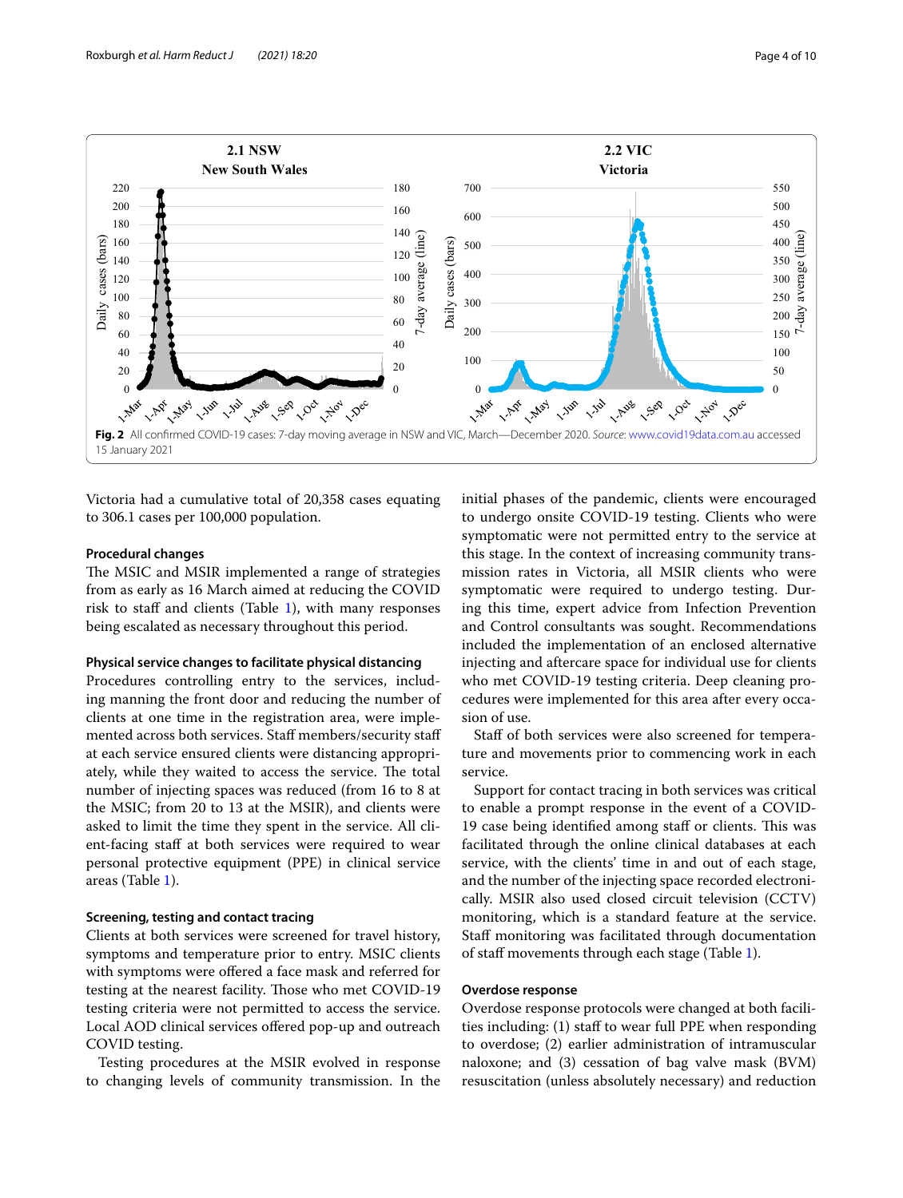**Fig. 2** All confirmed COVID-19 cases: 7-day moving average in NSW and VIC, March—December 2020. *Source*: www.covid19data.com.au accessed 15 January 2021

Victoria had a cumulative total of 20,358 cases equating to 306.1 cases per 100,000 population.

#### Procedural changes

The MSIC and MSIR implemented a range of strategies from as early as 16 March aimed at reducing the COVID risk to staff and clients (Table 1), with many responses being escalated as necessary throughout this period.

#### Physical service changes to facilitate physical distancing

Procedures controlling entry to the services, including manning the front door and reducing the number of clients at one time in the registration area, were implemented across both services. Staff members/security staff at each service ensured clients were distancing appropriately, while they waited to access the service. The total number of injecting spaces was reduced (from 16 to 8 at the MSIC; from 20 to 13 at the MSIR), and clients were asked to limit the time they spent in the service. All client-facing staff at both services were required to wear personal protective equipment (PPE) in clinical service areas (Table 1).

#### Screening, testing and contact tracing

Clients at both services were screened for travel history, symptoms and temperature prior to entry. MSIC clients with symptoms were offered a face mask and referred for testing at the nearest facility. Those who met COVID-19 testing criteria were not permitted to access the service. Local AOD clinical services offered pop-up and outreach COVID testing.

Testing procedures at the MSIR evolved in response to changing levels of community transmission. In the initial phases of the pandemic, clients were encouraged to undergo onsite COVID-19 testing. Clients who were symptomatic were not permitted entry to the service at this stage. In the context of increasing community transmission rates in Victoria, all MSIR clients who were symptomatic were required to undergo testing. During this time, expert advice from Infection Prevention and Control consultants was sought. Recommendations included the implementation of an enclosed alternative injecting and aftercare space for individual use for clients who met COVID-19 testing criteria. Deep cleaning procedures were implemented for this area after every occasion of use.

Staff of both services were also screened for temperature and movements prior to commencing work in each service.

Support for contact tracing in both services was critical to enable a prompt response in the event of a COVID-19 case being identified among staff or clients. This was facilitated through the online clinical databases at each service, with the clients' time in and out of each stage, and the number of the injecting space recorded electronically. MSIR also used closed circuit television (CCTV) monitoring, which is a standard feature at the service. Staff monitoring was facilitated through documentation of staff movements through each stage (Table 1).

#### Overdose response

Overdose response protocols were changed at both facilities including: (1) staff to wear full PPE when responding to overdose; (2) earlier administration of intramuscular naloxone; and (3) cessation of bag valve mask (BVM) resuscitation (unless absolutely necessary) and reduction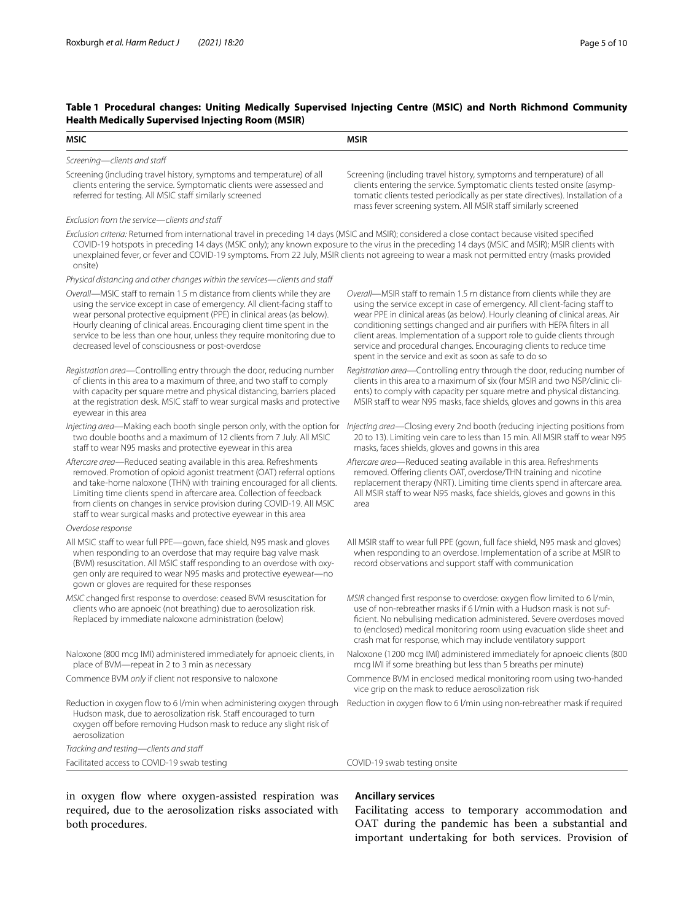**Table 1 Procedural changes: Uniting Medically Supervised Injecting Centre (MSIC) and North Richmond Community Health Medically Supervised Injecting Room (MSIR)**

| MSIC | MSIR |
|---|---|
| *Screening—clients and staff* | |
| Screening (including travel history, symptoms and temperature) of all clients entering the service. Symptomatic clients were assessed and referred for testing. All MSIC staff similarly screened | Screening (including travel history, symptoms and temperature) of all clients entering the service. Symptomatic clients tested onsite (asymptomatic clients tested periodically as per state directives). Installation of a mass fever screening system. All MSIR staff similarly screened |
| *Exclusion from the service—clients and staff* | |
| *Exclusion criteria:* Returned from international travel in preceding 14 days (MSIC and MSIR); considered a close contact because visited specified COVID-19 hotspots in preceding 14 days (MSIC only); any known exposure to the virus in the preceding 14 days (MSIC and MSIR); MSIR clients with unexplained fever, or fever and COVID-19 symptoms. From 22 July, MSIR clients not agreeing to wear a mask not permitted entry (masks provided onsite) | |
| *Physical distancing and other changes within the services—clients and staff* | |
| *Overall*—MSIC staff to remain 1.5 m distance from clients while they are using the service except in case of emergency. All client-facing staff to wear personal protective equipment (PPE) in clinical areas (as below). Hourly cleaning of clinical areas. Encouraging client time spent in the service to be less than one hour, unless they require monitoring due to decreased level of consciousness or post-overdose | *Overall*—MSIR staff to remain 1.5 m distance from clients while they are using the service except in case of emergency. All client-facing staff to wear PPE in clinical areas (as below). Hourly cleaning of clinical areas. Air conditioning settings changed and air purifiers with HEPA filters in all client areas. Implementation of a support role to guide clients through service and procedural changes. Encouraging clients to reduce time spent in the service and exit as soon as safe to do so |
| *Registration area*—Controlling entry through the door, reducing number of clients in this area to a maximum of three, and two staff to comply with capacity per square metre and physical distancing, barriers placed at the registration desk. MSIC staff to wear surgical masks and protective eyewear in this area | *Registration area*—Controlling entry through the door, reducing number of clients in this area to a maximum of six (four MSIR and two NSP/clinic clients) to comply with capacity per square metre and physical distancing. MSIR staff to wear N95 masks, face shields, gloves and gowns in this area |
| *Injecting area*—Making each booth single person only, with the option for two double booths and a maximum of 12 clients from 7 July. All MSIC staff to wear N95 masks and protective eyewear in this area | *Injecting area*—Closing every 2nd booth (reducing injecting positions from 20 to 13). Limiting vein care to less than 15 min. All MSIR staff to wear N95 masks, faces shields, gloves and gowns in this area |
| *Aftercare area*—Reduced seating available in this area. Refreshments removed. Promotion of opioid agonist treatment (OAT) referral options and take-home naloxone (THN) with training encouraged for all clients. Limiting time clients spend in aftercare area. Collection of feedback from clients on changes in service provision during COVID-19. All MSIC staff to wear surgical masks and protective eyewear in this area | *Aftercare area*—Reduced seating available in this area. Refreshments removed. Offering clients OAT, overdose/THN training and nicotine replacement therapy (NRT). Limiting time clients spend in aftercare area. All MSIR staff to wear N95 masks, face shields, gloves and gowns in this area |
| *Overdose response* | |
| All MSIC staff to wear full PPE—gown, face shield, N95 mask and gloves when responding to an overdose that may require bag valve mask (BVM) resuscitation. All MSIC staff responding to an overdose with oxygen only are required to wear N95 masks and protective eyewear—no gown or gloves are required for these responses | All MSIR staff to wear full PPE (gown, full face shield, N95 mask and gloves) when responding to an overdose. Implementation of a scribe at MSIR to record observations and support staff with communication |
| *MSIC* changed first response to overdose: ceased BVM resuscitation for clients who are apnoeic (not breathing) due to aerosolization risk. Replaced by immediate naloxone administration (below) | *MSIR* changed first response to overdose: oxygen flow limited to 6 l/min, use of non-rebreather masks if 6 l/min with a Hudson mask is not sufficient. No nebulising medication administered. Severe overdoses moved to (enclosed) medical monitoring room using evacuation slide sheet and crash mat for response, which may include ventilatory support |
| Naloxone (800 mcg IMI) administered immediately for apnoeic clients, in place of BVM—repeat in 2 to 3 min as necessary | Naloxone (1200 mcg IMI) administered immediately for apnoeic clients (800 mcg IMI if some breathing but less than 5 breaths per minute) |
| Commence BVM *only* if client not responsive to naloxone | Commence BVM in enclosed medical monitoring room using two-handed vice grip on the mask to reduce aerosolization risk |
| Reduction in oxygen flow to 6 l/min when administering oxygen through Hudson mask, due to aerosolization risk. Staff encouraged to turn oxygen off before removing Hudson mask to reduce any slight risk of aerosolization | Reduction in oxygen flow to 6 l/min using non-rebreather mask if required |
| *Tracking and testing—clients and staff* | |
| Facilitated access to COVID-19 swab testing | COVID-19 swab testing onsite |

in oxygen flow where oxygen-assisted respiration was required, due to the aerosolization risks associated with both procedures.

### Ancillary services

Facilitating access to temporary accommodation and OAT during the pandemic has been a substantial and important undertaking for both services. Provision of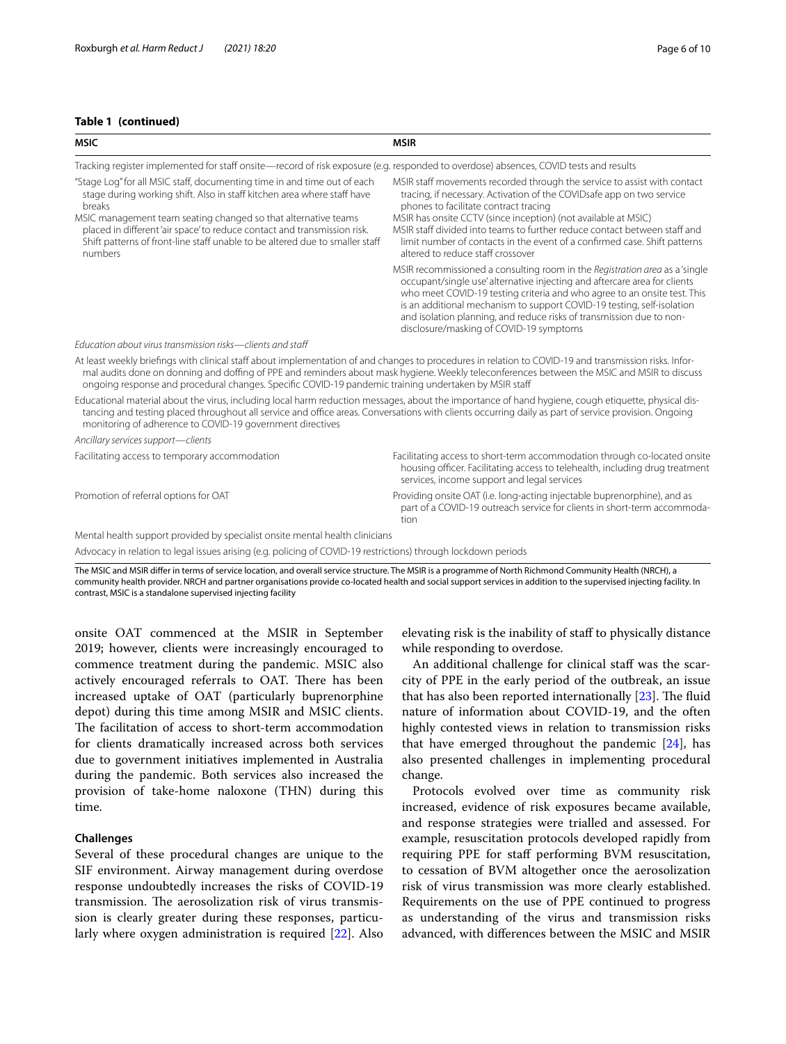**Table 1 (continued)**

| MSIC | MSIR |
| --- | --- |
| Tracking register implemented for staff onsite—record of risk exposure (e.g. responded to overdose) absences, COVID tests and results | |
| "Stage Log" for all MSIC staff, documenting time in and time out of each stage during working shift. Also in staff kitchen area where staff have breaks<br>MSIC management team seating changed so that alternative teams placed in different 'air space' to reduce contact and transmission risk. Shift patterns of front-line staff unable to be altered due to smaller staff numbers | MSIR staff movements recorded through the service to assist with contact tracing, if necessary. Activation of the COVIDsafe app on two service phones to facilitate contract tracing<br>MSIR has onsite CCTV (since inception) (not available at MSIC)<br>MSIR staff divided into teams to further reduce contact between staff and limit number of contacts in the event of a confirmed case. Shift patterns altered to reduce staff crossover |
| | MSIR recommissioned a consulting room in the *Registration area* as a 'single occupant/single use' alternative injecting and aftercare area for clients who meet COVID-19 testing criteria and who agree to an onsite test. This is an additional mechanism to support COVID-19 testing, self-isolation and isolation planning, and reduce risks of transmission due to non-disclosure/masking of COVID-19 symptoms |
| *Education about virus transmission risks—clients and staff* | |
| At least weekly briefings with clinical staff about implementation of and changes to procedures in relation to COVID-19 and transmission risks. Informal audits done on donning and doffing of PPE and reminders about mask hygiene. Weekly teleconferences between the MSIC and MSIR to discuss ongoing response and procedural changes. Specific COVID-19 pandemic training undertaken by MSIR staff | |
| Educational material about the virus, including local harm reduction messages, about the importance of hand hygiene, cough etiquette, physical distancing and testing placed throughout all service and office areas. Conversations with clients occurring daily as part of service provision. Ongoing monitoring of adherence to COVID-19 government directives | |
| *Ancillary services support—clients* | |
| Facilitating access to temporary accommodation | Facilitating access to short-term accommodation through co-located onsite housing officer. Facilitating access to telehealth, including drug treatment services, income support and legal services |
| Promotion of referral options for OAT | Providing onsite OAT (i.e. long-acting injectable buprenorphine), and as part of a COVID-19 outreach service for clients in short-term accommodation |
| Mental health support provided by specialist onsite mental health clinicians | |
| Advocacy in relation to legal issues arising (e.g. policing of COVID-19 restrictions) through lockdown periods | |

The MSIC and MSIR differ in terms of service location, and overall service structure. The MSIR is a programme of North Richmond Community Health (NRCH), a community health provider. NRCH and partner organisations provide co-located health and social support services in addition to the supervised injecting facility. In contrast, MSIC is a standalone supervised injecting facility

onsite OAT commenced at the MSIR in September 2019; however, clients were increasingly encouraged to commence treatment during the pandemic. MSIC also actively encouraged referrals to OAT. There has been increased uptake of OAT (particularly buprenorphine depot) during this time among MSIR and MSIC clients. The facilitation of access to short-term accommodation for clients dramatically increased across both services due to government initiatives implemented in Australia during the pandemic. Both services also increased the provision of take-home naloxone (THN) during this time.

### Challenges

Several of these procedural changes are unique to the SIF environment. Airway management during overdose response undoubtedly increases the risks of COVID-19 transmission. The aerosolization risk of virus transmission is clearly greater during these responses, particularly where oxygen administration is required [22]. Also elevating risk is the inability of staff to physically distance while responding to overdose.

An additional challenge for clinical staff was the scarcity of PPE in the early period of the outbreak, an issue that has also been reported internationally [23]. The fluid nature of information about COVID-19, and the often highly contested views in relation to transmission risks that have emerged throughout the pandemic [24], has also presented challenges in implementing procedural change.

Protocols evolved over time as community risk increased, evidence of risk exposures became available, and response strategies were trialled and assessed. For example, resuscitation protocols developed rapidly from requiring PPE for staff performing BVM resuscitation, to cessation of BVM altogether once the aerosolization risk of virus transmission was more clearly established. Requirements on the use of PPE continued to progress as understanding of the virus and transmission risks advanced, with differences between the MSIC and MSIR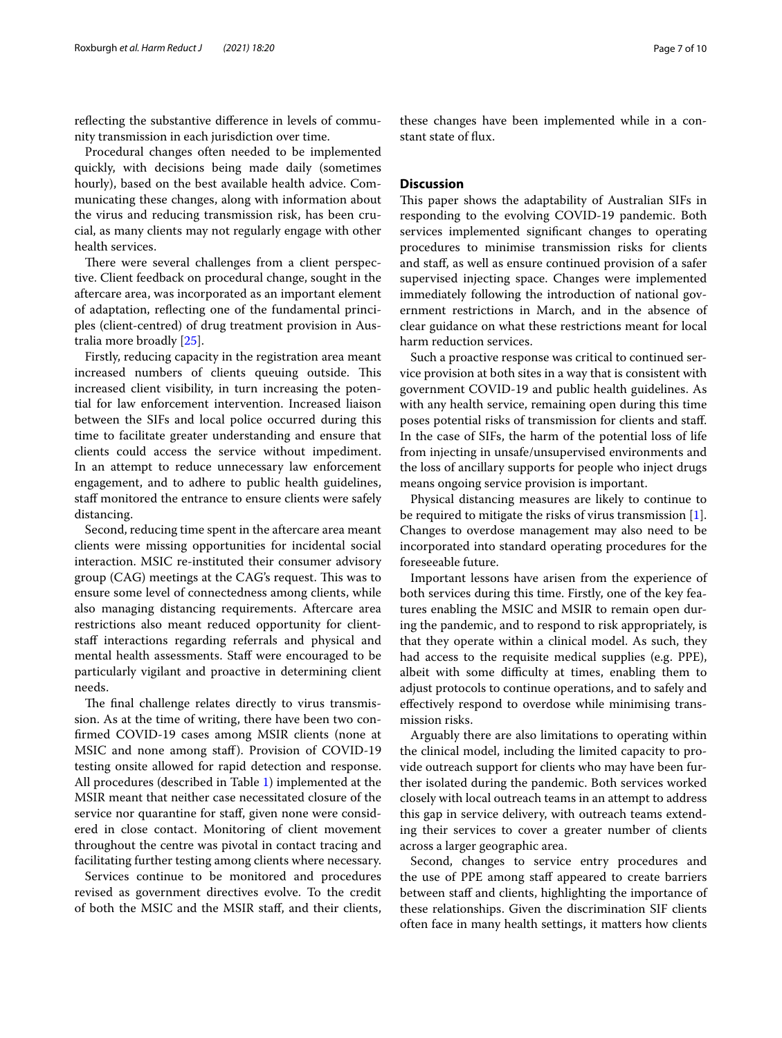reflecting the substantive difference in levels of community transmission in each jurisdiction over time.

Procedural changes often needed to be implemented quickly, with decisions being made daily (sometimes hourly), based on the best available health advice. Communicating these changes, along with information about the virus and reducing transmission risk, has been crucial, as many clients may not regularly engage with other health services.

There were several challenges from a client perspective. Client feedback on procedural change, sought in the aftercare area, was incorporated as an important element of adaptation, reflecting one of the fundamental principles (client-centred) of drug treatment provision in Australia more broadly [25].

Firstly, reducing capacity in the registration area meant increased numbers of clients queuing outside. This increased client visibility, in turn increasing the potential for law enforcement intervention. Increased liaison between the SIFs and local police occurred during this time to facilitate greater understanding and ensure that clients could access the service without impediment. In an attempt to reduce unnecessary law enforcement engagement, and to adhere to public health guidelines, staff monitored the entrance to ensure clients were safely distancing.

Second, reducing time spent in the aftercare area meant clients were missing opportunities for incidental social interaction. MSIC re-instituted their consumer advisory group (CAG) meetings at the CAG's request. This was to ensure some level of connectedness among clients, while also managing distancing requirements. Aftercare area restrictions also meant reduced opportunity for client-staff interactions regarding referrals and physical and mental health assessments. Staff were encouraged to be particularly vigilant and proactive in determining client needs.

The final challenge relates directly to virus transmission. As at the time of writing, there have been two confirmed COVID-19 cases among MSIR clients (none at MSIC and none among staff). Provision of COVID-19 testing onsite allowed for rapid detection and response. All procedures (described in Table 1) implemented at the MSIR meant that neither case necessitated closure of the service nor quarantine for staff, given none were considered in close contact. Monitoring of client movement throughout the centre was pivotal in contact tracing and facilitating further testing among clients where necessary.

Services continue to be monitored and procedures revised as government directives evolve. To the credit of both the MSIC and the MSIR staff, and their clients, these changes have been implemented while in a constant state of flux.

## Discussion

This paper shows the adaptability of Australian SIFs in responding to the evolving COVID-19 pandemic. Both services implemented significant changes to operating procedures to minimise transmission risks for clients and staff, as well as ensure continued provision of a safer supervised injecting space. Changes were implemented immediately following the introduction of national government restrictions in March, and in the absence of clear guidance on what these restrictions meant for local harm reduction services.

Such a proactive response was critical to continued service provision at both sites in a way that is consistent with government COVID-19 and public health guidelines. As with any health service, remaining open during this time poses potential risks of transmission for clients and staff. In the case of SIFs, the harm of the potential loss of life from injecting in unsafe/unsupervised environments and the loss of ancillary supports for people who inject drugs means ongoing service provision is important.

Physical distancing measures are likely to continue to be required to mitigate the risks of virus transmission [1]. Changes to overdose management may also need to be incorporated into standard operating procedures for the foreseeable future.

Important lessons have arisen from the experience of both services during this time. Firstly, one of the key features enabling the MSIC and MSIR to remain open during the pandemic, and to respond to risk appropriately, is that they operate within a clinical model. As such, they had access to the requisite medical supplies (e.g. PPE), albeit with some difficulty at times, enabling them to adjust protocols to continue operations, and to safely and effectively respond to overdose while minimising transmission risks.

Arguably there are also limitations to operating within the clinical model, including the limited capacity to provide outreach support for clients who may have been further isolated during the pandemic. Both services worked closely with local outreach teams in an attempt to address this gap in service delivery, with outreach teams extending their services to cover a greater number of clients across a larger geographic area.

Second, changes to service entry procedures and the use of PPE among staff appeared to create barriers between staff and clients, highlighting the importance of these relationships. Given the discrimination SIF clients often face in many health settings, it matters how clients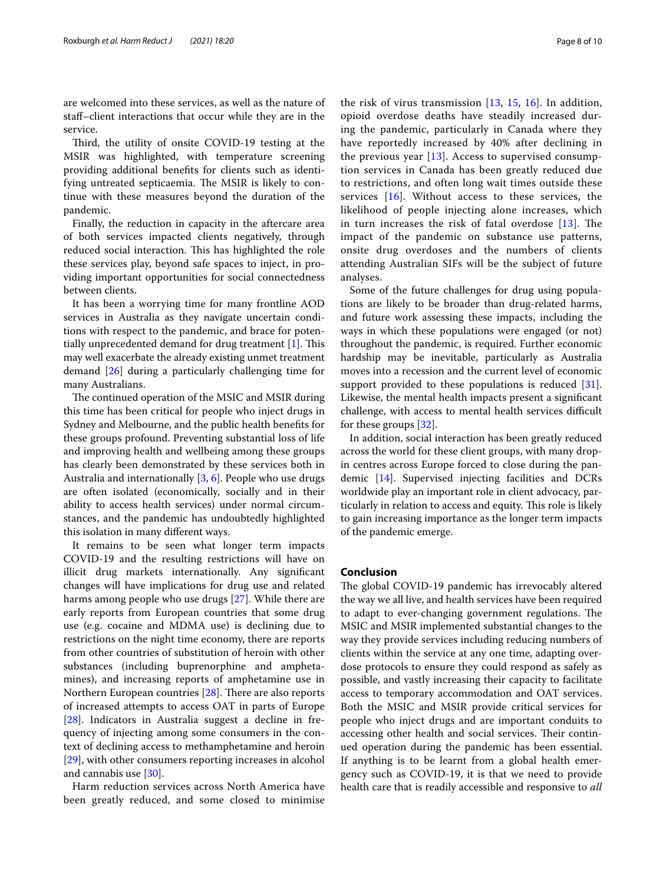are welcomed into these services, as well as the nature of staff–client interactions that occur while they are in the service.

Third, the utility of onsite COVID-19 testing at the MSIR was highlighted, with temperature screening providing additional benefits for clients such as identifying untreated septicaemia. The MSIR is likely to continue with these measures beyond the duration of the pandemic.

Finally, the reduction in capacity in the aftercare area of both services impacted clients negatively, through reduced social interaction. This has highlighted the role these services play, beyond safe spaces to inject, in providing important opportunities for social connectedness between clients.

It has been a worrying time for many frontline AOD services in Australia as they navigate uncertain conditions with respect to the pandemic, and brace for potentially unprecedented demand for drug treatment [1]. This may well exacerbate the already existing unmet treatment demand [26] during a particularly challenging time for many Australians.

The continued operation of the MSIC and MSIR during this time has been critical for people who inject drugs in Sydney and Melbourne, and the public health benefits for these groups profound. Preventing substantial loss of life and improving health and wellbeing among these groups has clearly been demonstrated by these services both in Australia and internationally [3, 6]. People who use drugs are often isolated (economically, socially and in their ability to access health services) under normal circumstances, and the pandemic has undoubtedly highlighted this isolation in many different ways.

It remains to be seen what longer term impacts COVID-19 and the resulting restrictions will have on illicit drug markets internationally. Any significant changes will have implications for drug use and related harms among people who use drugs [27]. While there are early reports from European countries that some drug use (e.g. cocaine and MDMA use) is declining due to restrictions on the night time economy, there are reports from other countries of substitution of heroin with other substances (including buprenorphine and amphetamines), and increasing reports of amphetamine use in Northern European countries [28]. There are also reports of increased attempts to access OAT in parts of Europe [28]. Indicators in Australia suggest a decline in frequency of injecting among some consumers in the context of declining access to methamphetamine and heroin [29], with other consumers reporting increases in alcohol and cannabis use [30].

Harm reduction services across North America have been greatly reduced, and some closed to minimise the risk of virus transmission [13, 15, 16]. In addition, opioid overdose deaths have steadily increased during the pandemic, particularly in Canada where they have reportedly increased by 40% after declining in the previous year [13]. Access to supervised consumption services in Canada has been greatly reduced due to restrictions, and often long wait times outside these services [16]. Without access to these services, the likelihood of people injecting alone increases, which in turn increases the risk of fatal overdose [13]. The impact of the pandemic on substance use patterns, onsite drug overdoses and the numbers of clients attending Australian SIFs will be the subject of future analyses.

Some of the future challenges for drug using populations are likely to be broader than drug-related harms, and future work assessing these impacts, including the ways in which these populations were engaged (or not) throughout the pandemic, is required. Further economic hardship may be inevitable, particularly as Australia moves into a recession and the current level of economic support provided to these populations is reduced [31]. Likewise, the mental health impacts present a significant challenge, with access to mental health services difficult for these groups [32].

In addition, social interaction has been greatly reduced across the world for these client groups, with many drop-in centres across Europe forced to close during the pandemic [14]. Supervised injecting facilities and DCRs worldwide play an important role in client advocacy, particularly in relation to access and equity. This role is likely to gain increasing importance as the longer term impacts of the pandemic emerge.

## Conclusion

The global COVID-19 pandemic has irrevocably altered the way we all live, and health services have been required to adapt to ever-changing government regulations. The MSIC and MSIR implemented substantial changes to the way they provide services including reducing numbers of clients within the service at any one time, adapting overdose protocols to ensure they could respond as safely as possible, and vastly increasing their capacity to facilitate access to temporary accommodation and OAT services. Both the MSIC and MSIR provide critical services for people who inject drugs and are important conduits to accessing other health and social services. Their continued operation during the pandemic has been essential. If anything is to be learnt from a global health emergency such as COVID-19, it is that we need to provide health care that is readily accessible and responsive to *all*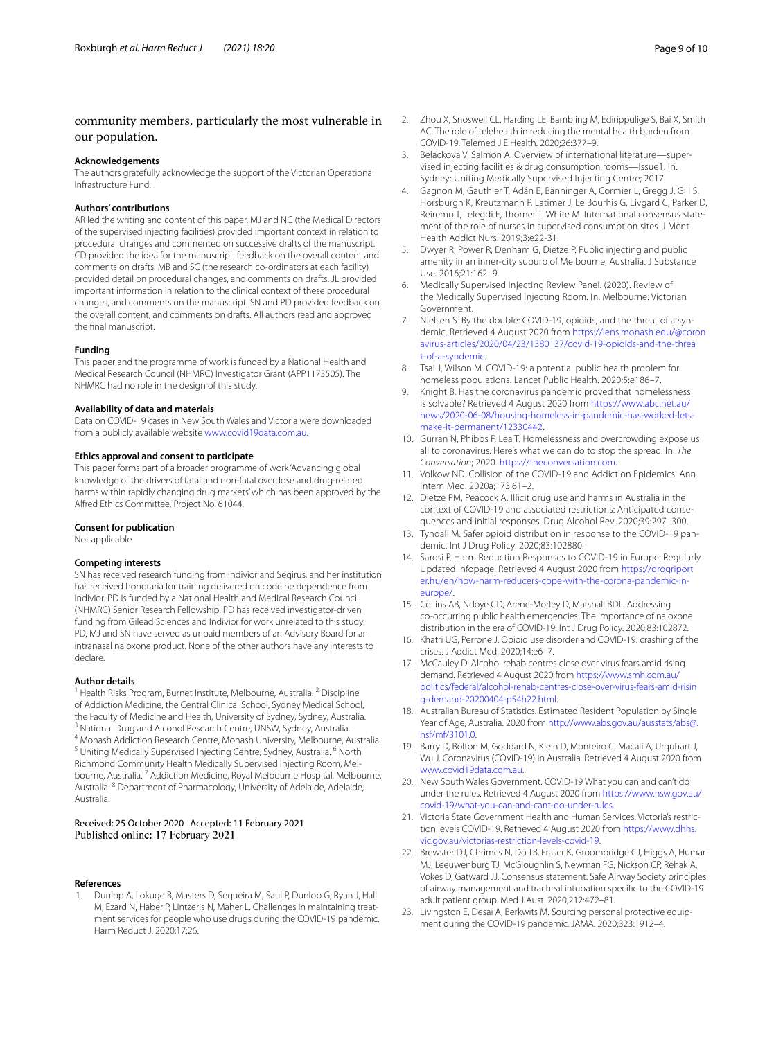community members, particularly the most vulnerable in our population.

### Acknowledgements

The authors gratefully acknowledge the support of the Victorian Operational Infrastructure Fund.

### Authors' contributions

AR led the writing and content of this paper. MJ and NC (the Medical Directors of the supervised injecting facilities) provided important context in relation to procedural changes and commented on successive drafts of the manuscript. CD provided the idea for the manuscript, feedback on the overall content and comments on drafts. MB and SC (the research co-ordinators at each facility) provided detail on procedural changes, and comments on drafts. JL provided important information in relation to the clinical context of these procedural changes, and comments on the manuscript. SN and PD provided feedback on the overall content, and comments on drafts. All authors read and approved the final manuscript.

### Funding

This paper and the programme of work is funded by a National Health and Medical Research Council (NHMRC) Investigator Grant (APP1173505). The NHMRC had no role in the design of this study.

### Availability of data and materials

Data on COVID-19 cases in New South Wales and Victoria were downloaded from a publicly available website www.covid19data.com.au.

### Ethics approval and consent to participate

This paper forms part of a broader programme of work 'Advancing global knowledge of the drivers of fatal and non-fatal overdose and drug-related harms within rapidly changing drug markets' which has been approved by the Alfred Ethics Committee, Project No. 61044.

### Consent for publication

Not applicable.

### Competing interests

SN has received research funding from Indivior and Seqirus, and her institution has received honoraria for training delivered on codeine dependence from Indivior. PD is funded by a National Health and Medical Research Council (NHMRC) Senior Research Fellowship. PD has received investigator-driven funding from Gilead Sciences and Indivior for work unrelated to this study. PD, MJ and SN have served as unpaid members of an Advisory Board for an intranasal naloxone product. None of the other authors have any interests to declare.

### Author details

[1] Health Risks Program, Burnet Institute, Melbourne, Australia. [2] Discipline of Addiction Medicine, the Central Clinical School, Sydney Medical School, the Faculty of Medicine and Health, University of Sydney, Sydney, Australia. [3] National Drug and Alcohol Research Centre, UNSW, Sydney, Australia. [4] Monash Addiction Research Centre, Monash University, Melbourne, Australia. [5] Uniting Medically Supervised Injecting Centre, Sydney, Australia. [6] North Richmond Community Health Medically Supervised Injecting Room, Melbourne, Australia. [7] Addiction Medicine, Royal Melbourne Hospital, Melbourne, Australia. [8] Department of Pharmacology, University of Adelaide, Adelaide, Australia.

Received: 25 October 2020 Accepted: 11 February 2021
Published online: 17 February 2021

### References

1. Dunlop A, Lokuge B, Masters D, Sequeira M, Saul P, Dunlop G, Ryan J, Hall M, Ezard N, Haber P, Lintzeris N, Maher L. Challenges in maintaining treatment services for people who use drugs during the COVID-19 pandemic. Harm Reduct J. 2020;17:26.
2. Zhou X, Snoswell CL, Harding LE, Bambling M, Edirippulige S, Bai X, Smith AC. The role of telehealth in reducing the mental health burden from COVID-19. Telemed J E Health. 2020;26:377–9.
3. Belackova V, Salmon A. Overview of international literature—supervised injecting facilities & drug consumption rooms—Issue1. In. Sydney: Uniting Medically Supervised Injecting Centre; 2017
4. Gagnon M, Gauthier T, Adán E, Bänninger A, Cormier L, Gregg J, Gill S, Horsburgh K, Kreutzmann P, Latimer J, Le Bourhis G, Livgard C, Parker D, Reiremo T, Telegdi E, Thorner T, White M. International consensus statement of the role of nurses in supervised consumption sites. J Ment Health Addict Nurs. 2019;3:e22-31.
5. Dwyer R, Power R, Denham G, Dietze P. Public injecting and public amenity in an inner-city suburb of Melbourne, Australia. J Substance Use. 2016;21:162–9.
6. Medically Supervised Injecting Review Panel. (2020). Review of the Medically Supervised Injecting Room. In. Melbourne: Victorian Government.
7. Nielsen S. By the double: COVID-19, opioids, and the threat of a syndemic. Retrieved 4 August 2020 from https://lens.monash.edu/@coronavirus-articles/2020/04/23/1380137/covid-19-opioids-and-the-threat-of-a-syndemic.
8. Tsai J, Wilson M. COVID-19: a potential public health problem for homeless populations. Lancet Public Health. 2020;5:e186–7.
9. Knight B. Has the coronavirus pandemic proved that homelessness is solvable? Retrieved 4 August 2020 from https://www.abc.net.au/news/2020-06-08/housing-homeless-in-pandemic-has-worked-lets-make-it-permanent/12330442.
10. Gurran N, Phibbs P, Lea T. Homelessness and overcrowding expose us all to coronavirus. Here's what we can do to stop the spread. In: *The Conversation*; 2020. https://theconversation.com.
11. Volkow ND. Collision of the COVID-19 and Addiction Epidemics. Ann Intern Med. 2020a;173:61–2.
12. Dietze PM, Peacock A. Illicit drug use and harms in Australia in the context of COVID-19 and associated restrictions: Anticipated consequences and initial responses. Drug Alcohol Rev. 2020;39:297–300.
13. Tyndall M. Safer opioid distribution in response to the COVID-19 pandemic. Int J Drug Policy. 2020;83:102880.
14. Sarosi P. Harm Reduction Responses to COVID-19 in Europe: Regularly Updated Infopage. Retrieved 4 August 2020 from https://drogriporter.hu/en/how-harm-reducers-cope-with-the-corona-pandemic-in-europe/.
15. Collins AB, Ndoye CD, Arene-Morley D, Marshall BDL. Addressing co-occurring public health emergencies: The importance of naloxone distribution in the era of COVID-19. Int J Drug Policy. 2020;83:102872.
16. Khatri UG, Perrone J. Opioid use disorder and COVID-19: crashing of the crises. J Addict Med. 2020;14:e6–7.
17. McCauley D. Alcohol rehab centres close over virus fears amid rising demand. Retrieved 4 August 2020 from https://www.smh.com.au/politics/federal/alcohol-rehab-centres-close-over-virus-fears-amid-rising-demand-20200404-p54h22.html.
18. Australian Bureau of Statistics. Estimated Resident Population by Single Year of Age, Australia. 2020 from http://www.abs.gov.au/ausstats/abs@.nsf/mf/3101.0.
19. Barry D, Bolton M, Goddard N, Klein D, Monteiro C, Macali A, Urquhart J, Wu J. Coronavirus (COVID-19) in Australia. Retrieved 4 August 2020 from www.covid19data.com.au.
20. New South Wales Government. COVID-19 What you can and can't do under the rules. Retrieved 4 August 2020 from https://www.nsw.gov.au/covid-19/what-you-can-and-cant-do-under-rules.
21. Victoria State Government Health and Human Services. Victoria's restriction levels COVID-19. Retrieved 4 August 2020 from https://www.dhhs.vic.gov.au/victorias-restriction-levels-covid-19.
22. Brewster DJ, Chrimes N, Do TB, Fraser K, Groombridge CJ, Higgs A, Humar MJ, Leeuwenburg TJ, McGloughlin S, Newman FG, Nickson CP, Rehak A, Vokes D, Gatward JJ. Consensus statement: Safe Airway Society principles of airway management and tracheal intubation specific to the COVID-19 adult patient group. Med J Aust. 2020;212:472–81.
23. Livingston E, Desai A, Berkwits M. Sourcing personal protective equipment during the COVID-19 pandemic. JAMA. 2020;323:1912–4.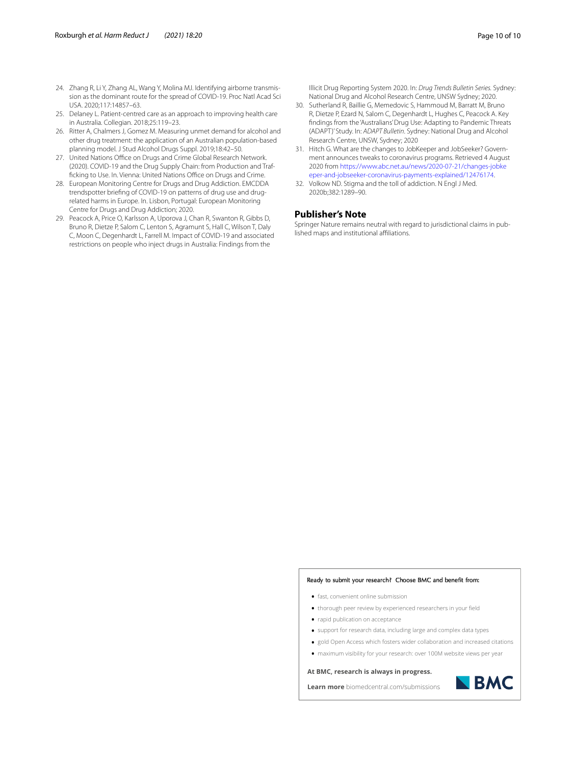24. Zhang R, Li Y, Zhang AL, Wang Y, Molina MJ. Identifying airborne transmission as the dominant route for the spread of COVID-19. Proc Natl Acad Sci USA. 2020;117:14857–63.
25. Delaney L. Patient-centred care as an approach to improving health care in Australia. Collegian. 2018;25:119–23.
26. Ritter A, Chalmers J, Gomez M. Measuring unmet demand for alcohol and other drug treatment: the application of an Australian population-based planning model. J Stud Alcohol Drugs Suppl. 2019;18:42–50.
27. United Nations Office on Drugs and Crime Global Research Network. (2020). COVID-19 and the Drug Supply Chain: from Production and Trafficking to Use. In. Vienna: United Nations Office on Drugs and Crime.
28. European Monitoring Centre for Drugs and Drug Addiction. EMCDDA trendspotter briefing of COVID-19 on patterns of drug use and drug-related harms in Europe. In. Lisbon, Portugal: European Monitoring Centre for Drugs and Drug Addiction; 2020.
29. Peacock A, Price O, Karlsson A, Uporova J, Chan R, Swanton R, Gibbs D, Bruno R, Dietze P, Salom C, Lenton S, Agramunt S, Hall C, Wilson T, Daly C, Moon C, Degenhardt L, Farrell M. Impact of COVID-19 and associated restrictions on people who inject drugs in Australia: Findings from the Illicit Drug Reporting System 2020. In: *Drug Trends Bulletin Series.* Sydney: National Drug and Alcohol Research Centre, UNSW Sydney; 2020.
30. Sutherland R, Baillie G, Memedovic S, Hammoud M, Barratt M, Bruno R, Dietze P, Ezard N, Salom C, Degenhardt L, Hughes C, Peacock A. Key findings from the 'Australians' Drug Use: Adapting to Pandemic Threats (ADAPT)' Study. In: *ADAPT Bulletin*. Sydney: National Drug and Alcohol Research Centre, UNSW, Sydney; 2020
31. Hitch G. What are the changes to JobKeeper and JobSeeker? Government announces tweaks to coronavirus programs. Retrieved 4 August 2020 from https://www.abc.net.au/news/2020-07-21/changes-jobkeeper-and-jobseeker-coronavirus-payments-explained/12476174.
32. Volkow ND. Stigma and the toll of addiction. N Engl J Med. 2020b;382:1289–90.

## Publisher's Note

Springer Nature remains neutral with regard to jurisdictional claims in published maps and institutional affiliations.

Ready to submit your research? Choose BMC and benefit from:

- fast, convenient online submission
- thorough peer review by experienced researchers in your field
- rapid publication on acceptance
- support for research data, including large and complex data types
- gold Open Access which fosters wider collaboration and increased citations
- maximum visibility for your research: over 100M website views per year

**At BMC, research is always in progress.**

**Learn more** biomedcentral.com/submissions

BMC